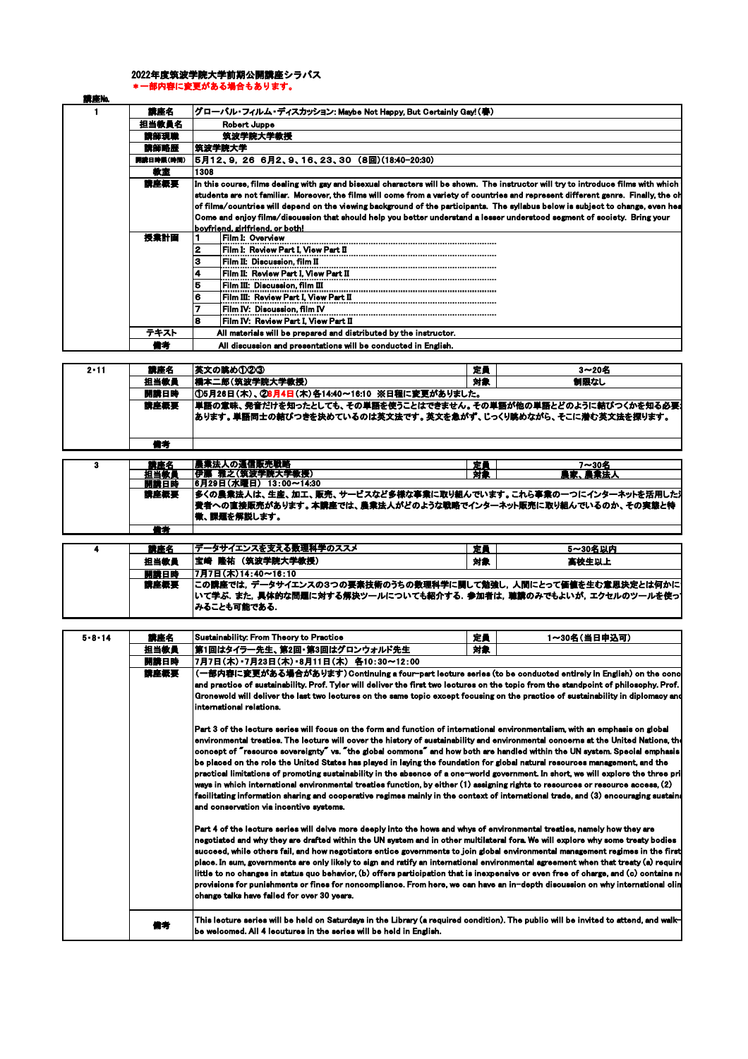# 2022年度筑波学院大学前期公開講座シラバス

**＊一部内容に変更がある場合もあります。**

| 講座No. | | |
|---|---|---|
| 1 | 講座名 | グローバル・フィルム・ディスカッション: Maybe Not Happy, But Certainly Gay!(春) |
| | 担当教員名 | Robert Juppe |
| | 講師現職 | 筑波学院大学教授 |
| | 講師略歴 | 筑波学院大学 |
| | 開講日時等(時間) | 5月12、9、26 6月2、9、16、23、30 (8回)(18:40~20:30) |
| | 教室 | 1308 |
| | 講座概要 | In this course, films dealing with gay and bisexual characters will be shown. The instructor will try to introduce films with which students are not familiar. Moreover, the films will come from a variety of countries and represent different genre. Finally, the ch of films/countries will depend on the viewing background of the participants. The syllabus below is subject to change, even hea Come and enjoy films/discussion that should help you better understand a lesser understood segment of society. Bring your boyfriend, girlfriend, or both! |
| | 授業計画 | 1 Film I: Overview<br>2 Film I: Review Part I, View Part II<br>3 Film II: Discussion, film II<br>4 Film II: Review Part I, View Part II<br>5 Film III: Discussion, film III<br>6 Film III: Review Part I, View Part II<br>7 Film IV: Discussion, film IV<br>8 Film IV: Review Part I, View Part II |
| | テキスト | All materials will be prepared and distributed by the instructor. |
| | 備考 | All discussion and presentations will be conducted in English. |

| 講座No. | | | | |
|---|---|---|---|---|
| 2・11 | 講座名 | 英文の読め①②③ | 定員 | 3~20名 |
| | 担当教員 | 橋本二郎(筑波学院大学教授) | 対象 | 制限なし |
| | 開講日時 | ①5月26日(木)、②8月4日(木)各14:40~16:10 ※日程に変更がありました。 | | |
| | 講座概要 | 単語の意味、発音だけを知ったとしても、その単語を使うことはできません。その単語が他の単語とどのように結びつくかを知る必要あります。単語同士の結びつきを決めているのは英文法です。英文を急がず、じっくり読めながら、そこに潜む英文法を探ります。 | | |
| | 備考 | | | |

| 講座No. | | | | |
|---|---|---|---|---|
| 3 | 講座名 | 農業法人の通信販売戦略 | 定員 | 7~30名 |
| | 担当教員 | 伊藤 雅之(筑波学院大学教授) | 対象 | 農家、農業法人 |
| | 開講日時 | 6月29日(水曜日) 13:00~14:30 | | |
| | 講座概要 | 多くの農業法人は、生産、加工、販売、サービスなど多様な事業に取り組んでいます。これら事業の一つにインターネットを活用した消費者への直接販売があります。本講座では、農業法人がどのような戦略でインターネット販売に取り組んでいるのか、その実態と特徴、課題を解説します。 | | |
| | 備考 | | | |

| 講座No. | | | | |
|---|---|---|---|---|
| 4 | 講座名 | データサイエンスを支える数理科学のススメ | 定員 | 5~30名以内 |
| | 担当教員 | 宝崎 隆祐 (筑波学院大学教授) | 対象 | 高校生以上 |
| | 開講日時 | 7月7日(木)14:40~16:10 | | |
| | 講座概要 | この講座では,データサイエンスの3つの要素技術のうちの数理科学に関して勉強し,人間にとって価値を生む意思決定とは何かについて学ぶ.また,具体的な問題に対する解決ツールについても紹介する.参加者は,聴講のみでもよいが,エクセルのツールを使ってみることも可能である. | | |

| 講座No. | | | | |
|---|---|---|---|---|
| 5・8・14 | 講座名 | Sustainability: From Theory to Practice | 定員 | 1~30名(当日申込可) |
| | 担当教員 | 第1回はタイラー先生、第2回・第3回はグロンウォルド先生 | 対象 | |
| | 開講日時 | 7月7日(木)・7月23日(木)・8月11日(木) 各10:30~12:00 | | |
| | 講座概要 | (一部内容に変更がある場合があります)Continuing a four-part lecture series (to be conducted entirely in English) on the conc and practice of sustainability. Prof. Tyler will deliver the first two lectures on the topic from the standpoint of philosophy. Prof. Gronewold will deliver the last two lectures on the same topic except focusing on the practice of sustainability in diplomacy and international relations.<br><br>Part 3 of the lecture series will focus on the form and function of international environmentalism, with an emphasis on global environmental treaties. The lecture will cover the history of sustainability and environmental concerns at the United Nations, th concept of "resource sovereignty" vs. "the global commons" and how both are handled within the UN system. Special emphasis be placed on the role the United States has played in laying the foundation for global natural resources management, and the practical limitations of promoting sustainability in the absence of a one-world government. In short, we will explore the three pri ways in which international environmental treaties function, by either (1) assigning rights to resources or resource access, (2) facilitating information sharing and cooperative regimes mainly in the context of international trade, and (3) encouraging sustain and conservation via incentive systems.<br><br>Part 4 of the lecture series will delve more deeply into the hows and whys of environmental treaties, namely how they are negotiated and why they are drafted within the UN system and in other multilateral fora. We will explore why some treaty bodies succeed, while others fail, and how negotiators entice governments to join global environmental management regimes in the first place. In sum, governments are only likely to sign and ratify an international environmental agreement when that treaty (a) require little to no changes in status quo behavior, (b) offers participation that is inexpensive or even free of charge, and (c) contains no provisions for punishments or fines for noncompliance. From here, we can have an in-depth discussion on why international clim change talks have failed for over 30 years. | | |
| | 備考 | This lecture series will be held on Saturdays in the Library (a required condition). The public will be invited to attend, and walk- be welcomed. All 4 leocutures in the series will be held in English. | | |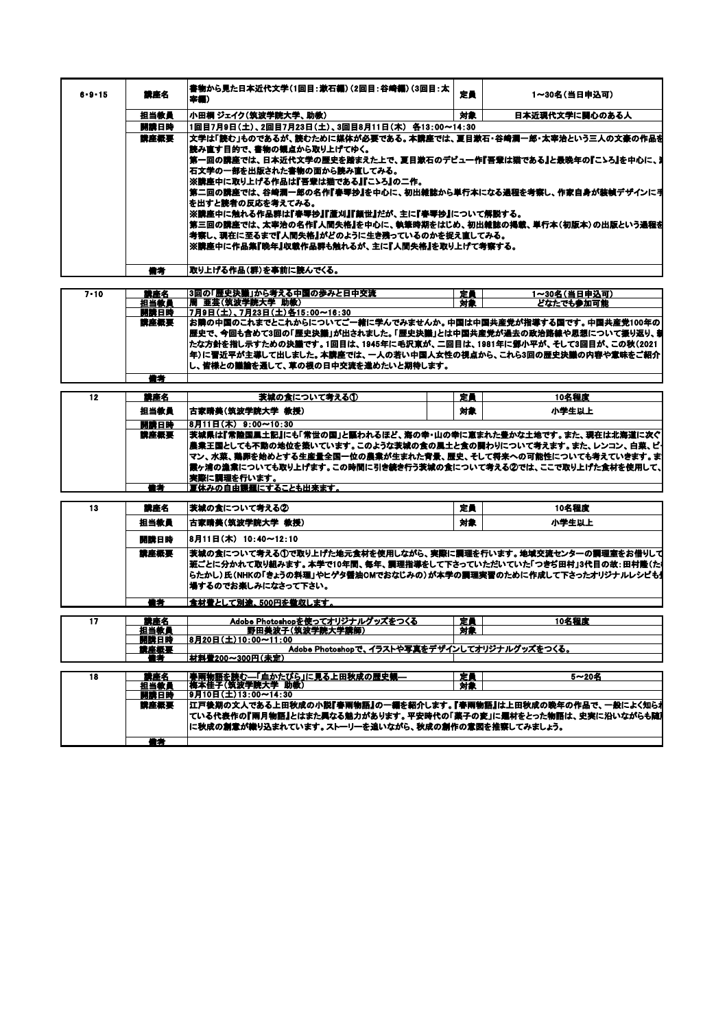| | | | | |
|---|---|---|---|---|
| 6・9・15 | 講座名 | 書物から見た日本近代文学(1回目：漱石編)(2回目：谷崎編)(3回目：太宰編) | 定員 | 1～30名(当日申込可) |
| | 担当教員 | 小田桐 ジェイク(筑波学院大学、助教) | 対象 | 日本近現代文学に関心のある人 |
| | 開講日時 | 1回目7月9日(土)、2回目7月23日(土)、3回目8月11日(木) 各13:00～14:30 | | |
| | 講座概要 | 文学は「読む」ものであるが、読むために媒体が必要である。本講座では、夏目漱石・谷崎潤一郎・太宰治という三人の文豪の作品を読み直す目的で、書物の観点から取り上げてゆく。<br>第一回の講座では、日本近代文学の歴史を踏まえた上で、夏目漱石のデビュー作『吾輩は猫である』と最晩年の『こゝろ』を中心に、漱石文学の一部を出版された書物の面から読み直してみる。<br>※講座中に取り上げる作品は『吾輩は猫である』『こゝろ』の二作。<br>第二回の講座では、谷崎潤一郎の名作『春琴抄』を中心に、初出雑誌から単行本になる過程を考察し、作家自身が装幀デザインに手を出すと読者の反応を考えてみる。<br>※講座中に触れる作品群は『春琴抄』『蘆刈』『顔世』だが、主に『春琴抄』について解説する。<br>第三回の講座では、太宰治の名作『人間失格』を中心に、執筆時期をはじめ、初出雑誌の掲載、単行本(初版本)の出版という過程を考察し、現在に至るまで『人間失格』がどのように生き残っているのかを捉え直してみる。<br>※講座中に作品集『晩年』収載作品群も触れるが、主に『人間失格』を取り上げて考察する。 | | |
| | 備考 | 取り上げる作品(群)を事前に読んでくる。 | | |

| | | | | |
|---|---|---|---|---|
| 7・10 | 講座名 | 3回の「歴史決議」から考える中国の歩みと日中交流 | 定員 | 1～30名(当日申込可) |
| | 担当教員 | 周 亜芸(筑波学院大学 助教) | 対象 | どなたでも参加可能 |
| | 開講日時 | 7月9日(土)、7月23日(土)各15:00～16:30 | | |
| | 講座概要 | お隣の中国のこれまでとこれからについてご一緒に学んでみませんか。中国は中国共産党が指導する国です。中国共産党100年の歴史で、今回も含めて3回の「歴史決議」が出されました。「歴史決議」とは中国共産党が過去の政治路線や思想について振り返り、新たな方針を指し示すための決議です。1回目は、1945年に毛沢東が、二回目は、1981年に鄧小平が、そして3回目が、この秋(2021年)に習近平が主導して出しました。本講座では、一人の若い中国人女性の視点から、これら3回の歴史決議の内容や意味をご紹介し、皆様との議論を通して、草の根の日中交流を進めたいと期待します。 | | |
| | 備考 | | | |

| | | | | |
|---|---|---|---|---|
| 12 | 講座名 | 茨城の食について考える① | 定員 | 10名程度 |
| | 担当教員 | 古家晴美(筑波学院大学 教授) | 対象 | 小学生以上 |
| | 開講日時 | 8月11日(木) 9:00～10:30 | | |
| | 講座概要 | 茨城県は『常陸国風土記』にも「常世の国」と謳われるほど、海の幸・山の幸に恵まれた豊かな土地です。また、現在は北海道に次ぐ農業王国としても不動の地位を築いています。このような茨城の食の風土と食の関わりについて考えます。また、レンコン、白菜、ピーマン、水菜、鶏卵を始めとする生産量全国一位の農業が生まれた背景、歴史、そして将来への可能性についても考えていきます。また霞ケ浦の漁業についても取り上げます。この時間に引き続き行う茨城の食について考える②では、ここで取り上げた食材を使用して、実際に調理を行います。 | | |
| | 備考 | 夏休みの自由課題にすることも出来ます。 | | |

| | | | | |
|---|---|---|---|---|
| 13 | 講座名 | 茨城の食について考える② | 定員 | 10名程度 |
| | 担当教員 | 古家晴美(筑波学院大学 教授) | 対象 | 小学生以上 |
| | 開講日時 | 8月11日(木) 10:40～12:10 | | |
| | 講座概要 | 茨城の食について考える①で取り上げた地元食材を使用しながら、実際に調理を行います。地域交流センターの調理室をお借りして班ごとに分かれて取り組みます。本学で10年間、毎年、調理指導をして下さっていただいていた「つきぢ田村」3代目の故：田村隆(たからたかし)氏(NHKの「きょうの料理」やヒゲタ醤油CMでおなじみの)が本学の調理実習のために作成して下さったオリジナルレシピも登場するのでお楽しみになさって下さい。 | | |
| | 備考 | 食材費として別途、500円を徴収します。 | | |

| | | | | |
|---|---|---|---|---|
| 17 | 講座名 | Adobe Photoshopを使ってオリジナルグッズをつくる | 定員 | 10名程度 |
| | 担当教員 | 野田美波子(筑波学院大学講師) | 対象 | |
| | 開講日時 | 8月20日(土)10:00～11:00 | | |
| | 講座概要 | Adobe Photoshopで、イラストや写真をデザインしてオリジナルグッズをつくる。 | | |
| | 備考 | 材料費200～300円(未定) | | |

| | | | | |
|---|---|---|---|---|
| 18 | 講座名 | 春雨物語を読む―「血かたびら」に見る上田秋成の歴史観― | 定員 | 5～20名 |
| | 担当教員 | 梅本佳子(筑波学院大学 助教) | 対象 | |
| | 開講日時 | 9月10日(土)13:00～14:30 | | |
| | 講座概要 | 江戸後期の文人である上田秋成の小説『春雨物語』の一編を紹介します。『春雨物語』は上田秋成の晩年の作品で、一般によく知られている代表作の『雨月物語』とはまた異なる魅力があります。平安時代の「薬子の変」に題材をとった物語は、史実に沿いながらも随所に秋成の創意が織り込まれています。ストーリーを追いながら、秋成の創作の意図を推察してみましょう。 | | |
| | 備考 | | | |